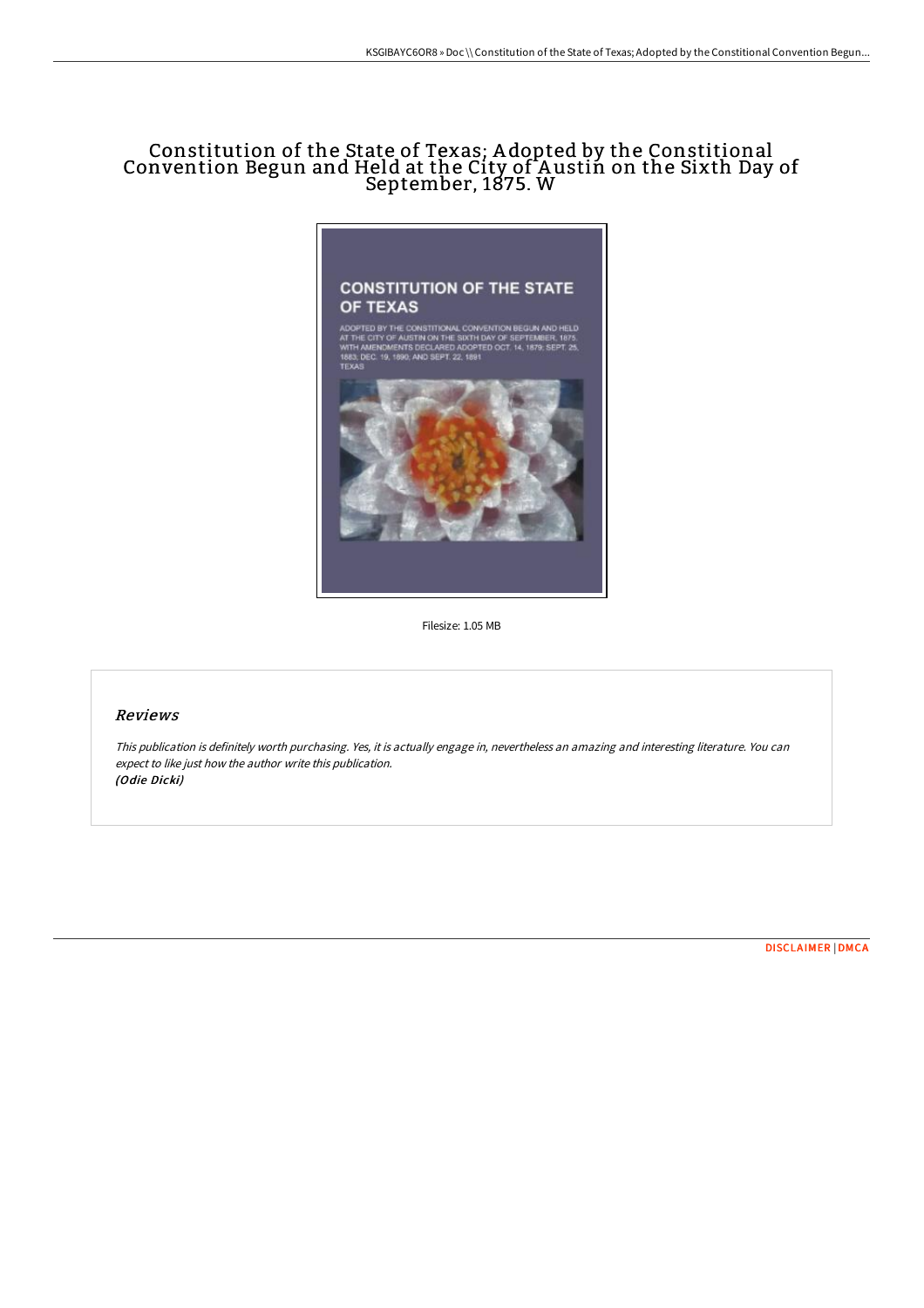# Constitution of the State of Texas; Adopted by the Constitional Convention Begun and Held at the City of Austin on the Sixth Day of September, 1875. W

Filesize: 1.05 MB

## *Reviews*

*This publication is definitely worth purchasing. Yes, it is actually engage in, nevertheless an amazing and interesting literature. You can expect to like just how the author write this publication.*
***(Odie Dicki)***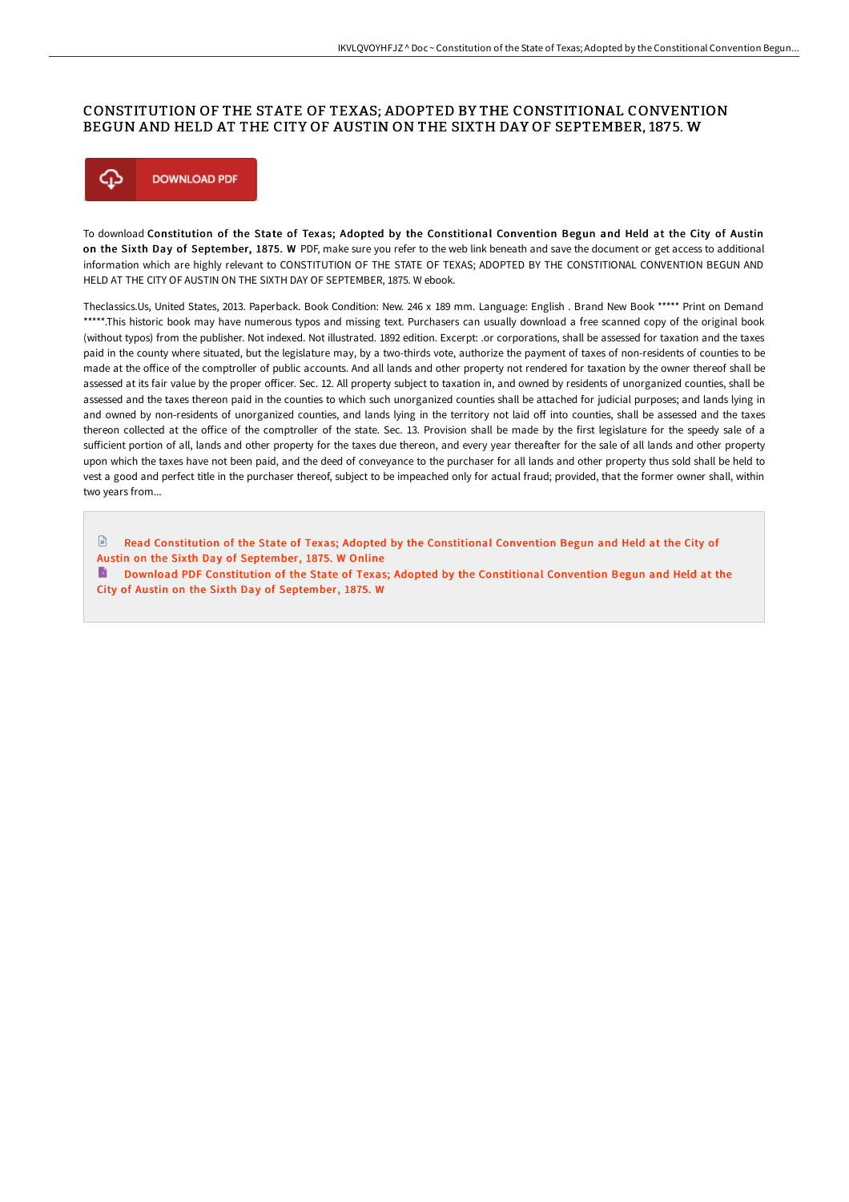# CONSTITUTION OF THE STATE OF TEXAS; ADOPTED BY THE CONSTITIONAL CONVENTION BEGUN AND HELD AT THE CITY OF AUSTIN ON THE SIXTH DAY OF SEPTEMBER, 1875. W

DOWNLOAD PDF

To download **Constitution of the State of Texas; Adopted by the Constitional Convention Begun and Held at the City of Austin on the Sixth Day of September, 1875. W** PDF, make sure you refer to the web link beneath and save the document or get access to additional information which are highly relevant to CONSTITUTION OF THE STATE OF TEXAS; ADOPTED BY THE CONSTITIONAL CONVENTION BEGUN AND HELD AT THE CITY OF AUSTIN ON THE SIXTH DAY OF SEPTEMBER, 1875. W ebook.

Theclassics.Us, United States, 2013. Paperback. Book Condition: New. 246 x 189 mm. Language: English . Brand New Book ***** Print on Demand *****.This historic book may have numerous typos and missing text. Purchasers can usually download a free scanned copy of the original book (without typos) from the publisher. Not indexed. Not illustrated. 1892 edition. Excerpt: .or corporations, shall be assessed for taxation and the taxes paid in the county where situated, but the legislature may, by a two-thirds vote, authorize the payment of taxes of non-residents of counties to be made at the office of the comptroller of public accounts. And all lands and other property not rendered for taxation by the owner thereof shall be assessed at its fair value by the proper officer. Sec. 12. All property subject to taxation in, and owned by residents of unorganized counties, shall be assessed and the taxes thereon paid in the counties to which such unorganized counties shall be attached for judicial purposes; and lands lying in and owned by non-residents of unorganized counties, and lands lying in the territory not laid off into counties, shall be assessed and the taxes thereon collected at the office of the comptroller of the state. Sec. 13. Provision shall be made by the first legislature for the speedy sale of a sufficient portion of all, lands and other property for the taxes due thereon, and every year thereafter for the sale of all lands and other property upon which the taxes have not been paid, and the deed of conveyance to the purchaser for all lands and other property thus sold shall be held to vest a good and perfect title in the purchaser thereof, subject to be impeached only for actual fraud; provided, that the former owner shall, within two years from...

Read Constitution of the State of Texas; Adopted by the Constitional Convention Begun and Held at the City of Austin on the Sixth Day of September, 1875. W Online

Download PDF Constitution of the State of Texas; Adopted by the Constitional Convention Begun and Held at the City of Austin on the Sixth Day of September, 1875. W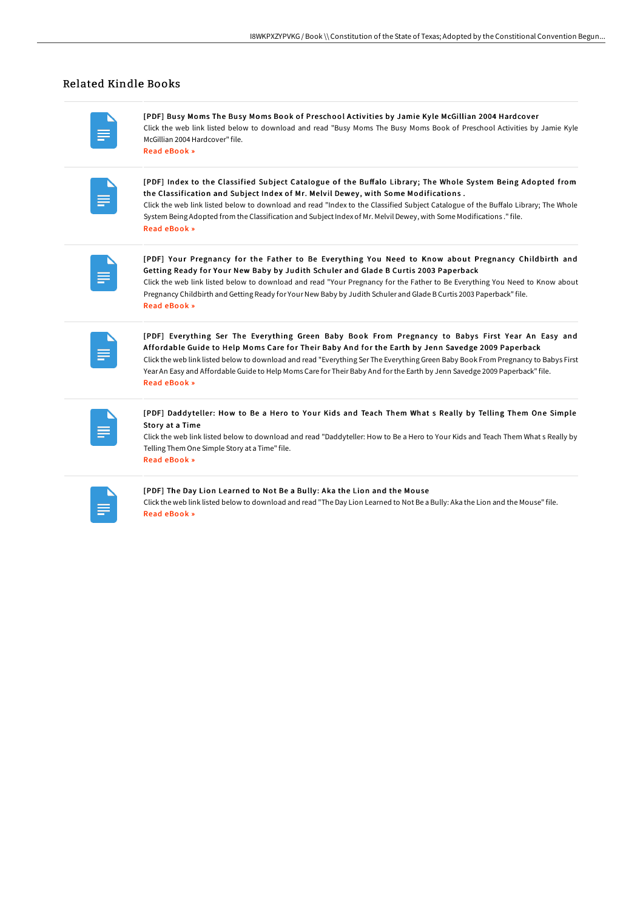## Related Kindle Books

[PDF] Busy Moms The Busy Moms Book of Preschool Activities by Jamie Kyle McGillian 2004 Hardcover

Click the web link listed below to download and read "Busy Moms The Busy Moms Book of Preschool Activities by Jamie Kyle McGillian 2004 Hardcover" file.

Read eBook »

[PDF] Index to the Classified Subject Catalogue of the Buffalo Library; The Whole System Being Adopted from the Classification and Subject Index of Mr. Melvil Dewey, with Some Modifications .

Click the web link listed below to download and read "Index to the Classified Subject Catalogue of the Buffalo Library; The Whole System Being Adopted from the Classification and Subject Index of Mr. Melvil Dewey, with Some Modifications ." file.

Read eBook »

[PDF] Your Pregnancy for the Father to Be Everything You Need to Know about Pregnancy Childbirth and Getting Ready for Your New Baby by Judith Schuler and Glade B Curtis 2003 Paperback

Click the web link listed below to download and read "Your Pregnancy for the Father to Be Everything You Need to Know about Pregnancy Childbirth and Getting Ready for Your New Baby by Judith Schuler and Glade B Curtis 2003 Paperback" file.

Read eBook »

[PDF] Everything Ser The Everything Green Baby Book From Pregnancy to Babys First Year An Easy and Affordable Guide to Help Moms Care for Their Baby And for the Earth by Jenn Savedge 2009 Paperback

Click the web link listed below to download and read "Everything Ser The Everything Green Baby Book From Pregnancy to Babys First Year An Easy and Affordable Guide to Help Moms Care for Their Baby And for the Earth by Jenn Savedge 2009 Paperback" file.

Read eBook »

[PDF] Daddyteller: How to Be a Hero to Your Kids and Teach Them What s Really by Telling Them One Simple Story at a Time

Click the web link listed below to download and read "Daddyteller: How to Be a Hero to Your Kids and Teach Them What s Really by Telling Them One Simple Story at a Time" file.

Read eBook »

[PDF] The Day Lion Learned to Not Be a Bully: Aka the Lion and the Mouse

Click the web link listed below to download and read "The Day Lion Learned to Not Be a Bully: Aka the Lion and the Mouse" file.

Read eBook »